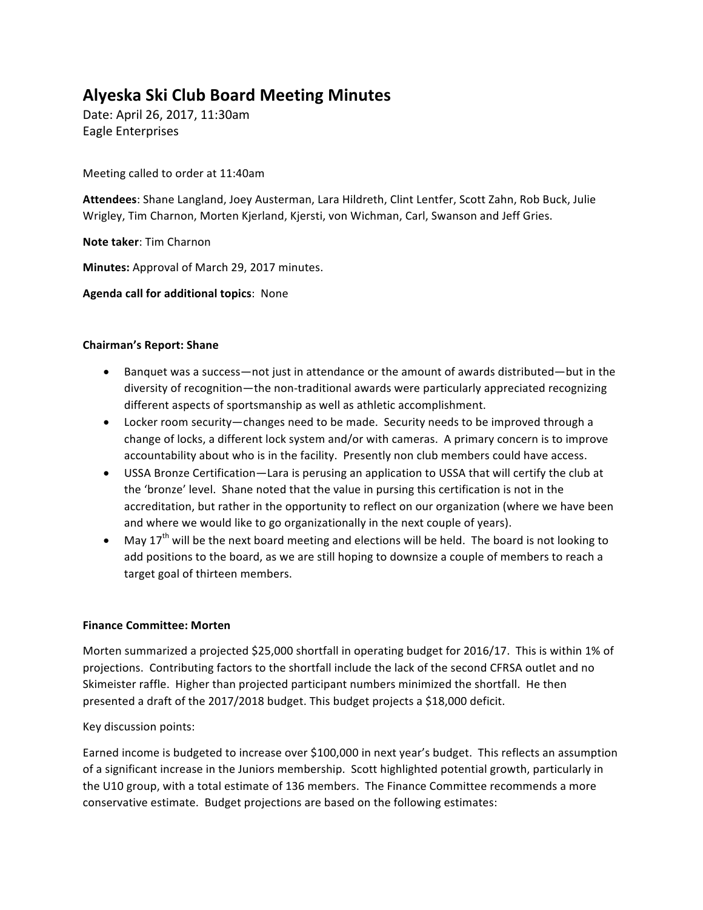# Alyeska Ski Club Board Meeting Minutes

Date: April 26, 2017, 11:30am
Eagle Enterprises

Meeting called to order at 11:40am

**Attendees**: Shane Langland, Joey Austerman, Lara Hildreth, Clint Lentfer, Scott Zahn, Rob Buck, Julie Wrigley, Tim Charnon, Morten Kjerland, Kjersti, von Wichman, Carl, Swanson and Jeff Gries.

**Note taker**: Tim Charnon

**Minutes:** Approval of March 29, 2017 minutes.

**Agenda call for additional topics**: None

### Chairman's Report: Shane

- Banquet was a success—not just in attendance or the amount of awards distributed—but in the diversity of recognition—the non-traditional awards were particularly appreciated recognizing different aspects of sportsmanship as well as athletic accomplishment.
- Locker room security—changes need to be made. Security needs to be improved through a change of locks, a different lock system and/or with cameras. A primary concern is to improve accountability about who is in the facility. Presently non club members could have access.
- USSA Bronze Certification—Lara is perusing an application to USSA that will certify the club at the 'bronze' level. Shane noted that the value in pursing this certification is not in the accreditation, but rather in the opportunity to reflect on our organization (where we have been and where we would like to go organizationally in the next couple of years).
- May 17th will be the next board meeting and elections will be held. The board is not looking to add positions to the board, as we are still hoping to downsize a couple of members to reach a target goal of thirteen members.

### Finance Committee: Morten

Morten summarized a projected $25,000 shortfall in operating budget for 2016/17. This is within 1% of projections. Contributing factors to the shortfall include the lack of the second CFRSA outlet and no Skimeister raffle. Higher than projected participant numbers minimized the shortfall. He then presented a draft of the 2017/2018 budget. This budget projects a $18,000 deficit.

Key discussion points:

Earned income is budgeted to increase over $100,000 in next year's budget. This reflects an assumption of a significant increase in the Juniors membership. Scott highlighted potential growth, particularly in the U10 group, with a total estimate of 136 members. The Finance Committee recommends a more conservative estimate. Budget projections are based on the following estimates: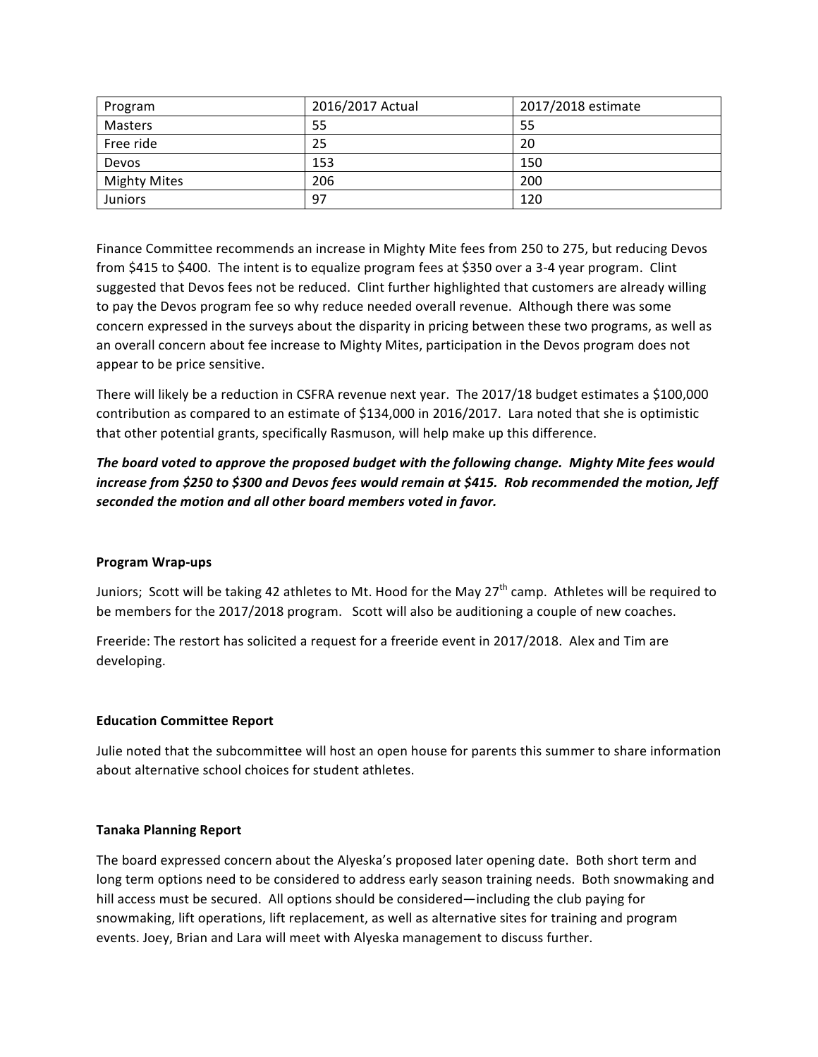| Program | 2016/2017 Actual | 2017/2018 estimate |
|---|---|---|
| Masters | 55 | 55 |
| Free ride | 25 | 20 |
| Devos | 153 | 150 |
| Mighty Mites | 206 | 200 |
| Juniors | 97 | 120 |

Finance Committee recommends an increase in Mighty Mite fees from 250 to 275, but reducing Devos from $415 to $400. The intent is to equalize program fees at $350 over a 3-4 year program. Clint suggested that Devos fees not be reduced. Clint further highlighted that customers are already willing to pay the Devos program fee so why reduce needed overall revenue. Although there was some concern expressed in the surveys about the disparity in pricing between these two programs, as well as an overall concern about fee increase to Mighty Mites, participation in the Devos program does not appear to be price sensitive.

There will likely be a reduction in CSFRA revenue next year. The 2017/18 budget estimates a $100,000 contribution as compared to an estimate of $134,000 in 2016/2017. Lara noted that she is optimistic that other potential grants, specifically Rasmuson, will help make up this difference.

***The board voted to approve the proposed budget with the following change. Mighty Mite fees would increase from $250 to $300 and Devos fees would remain at $415. Rob recommended the motion, Jeff seconded the motion and all other board members voted in favor.***

**Program Wrap-ups**

Juniors; Scott will be taking 42 athletes to Mt. Hood for the May 27th camp. Athletes will be required to be members for the 2017/2018 program. Scott will also be auditioning a couple of new coaches.

Freeride: The restort has solicited a request for a freeride event in 2017/2018. Alex and Tim are developing.

**Education Committee Report**

Julie noted that the subcommittee will host an open house for parents this summer to share information about alternative school choices for student athletes.

**Tanaka Planning Report**

The board expressed concern about the Alyeska's proposed later opening date. Both short term and long term options need to be considered to address early season training needs. Both snowmaking and hill access must be secured. All options should be considered—including the club paying for snowmaking, lift operations, lift replacement, as well as alternative sites for training and program events. Joey, Brian and Lara will meet with Alyeska management to discuss further.